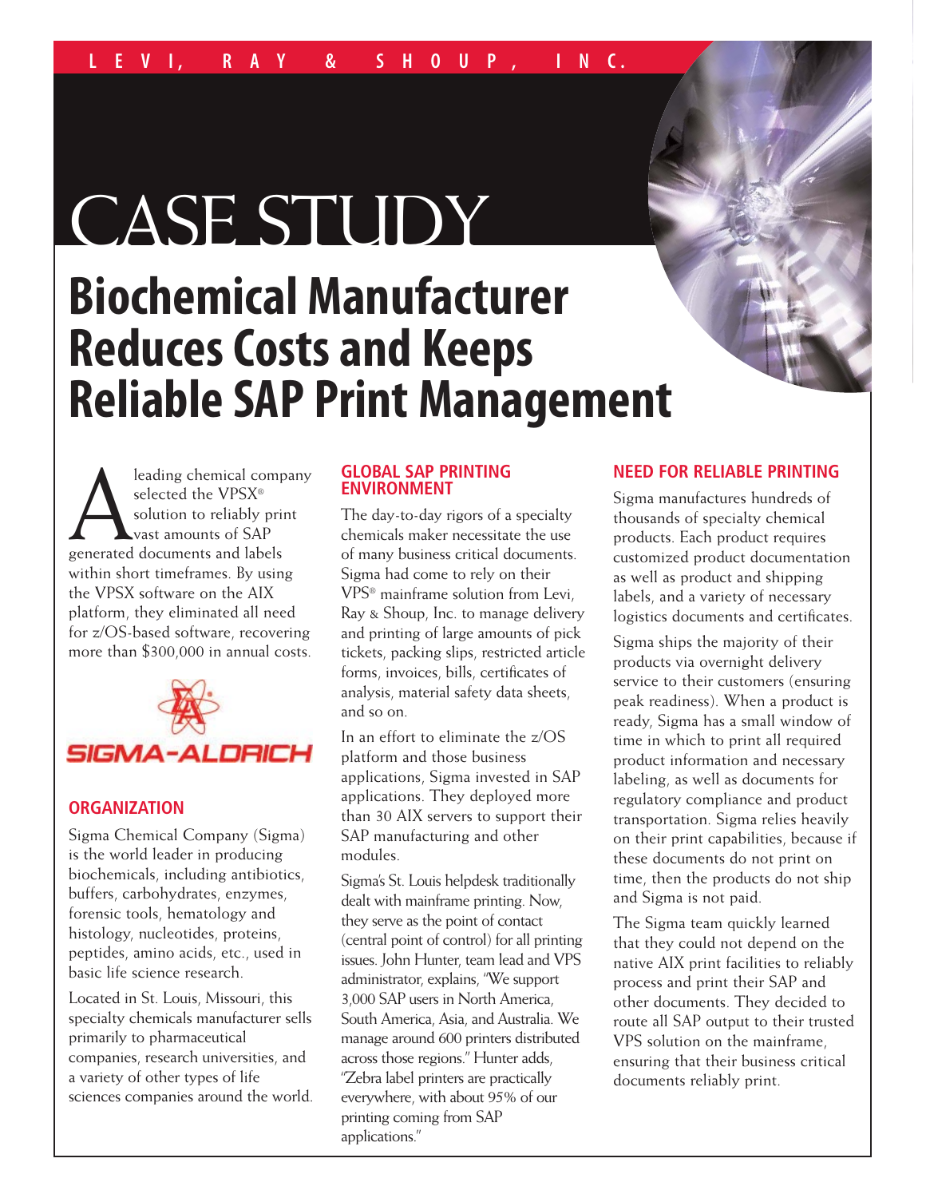LEVI, RAY & SHOUP, INC.

# CASE STUDY

# Biochemical Manufacturer Reduces Costs and Keeps Reliable SAP Print Management

A leading chemical company selected the VPSX® solution to reliably print vast amounts of SAP generated documents and labels within short timeframes. By using the VPSX software on the AIX platform, they eliminated all need for z/OS-based software, recovering more than $300,000 in annual costs.

SIGMA-ALDRICH

## ORGANIZATION

Sigma Chemical Company (Sigma) is the world leader in producing biochemicals, including antibiotics, buffers, carbohydrates, enzymes, forensic tools, hematology and histology, nucleotides, proteins, peptides, amino acids, etc., used in basic life science research.

Located in St. Louis, Missouri, this specialty chemicals manufacturer sells primarily to pharmaceutical companies, research universities, and a variety of other types of life sciences companies around the world.

## GLOBAL SAP PRINTING ENVIRONMENT

The day-to-day rigors of a specialty chemicals maker necessitate the use of many business critical documents. Sigma had come to rely on their VPS® mainframe solution from Levi, Ray & Shoup, Inc. to manage delivery and printing of large amounts of pick tickets, packing slips, restricted article forms, invoices, bills, certificates of analysis, material safety data sheets, and so on.

In an effort to eliminate the z/OS platform and those business applications, Sigma invested in SAP applications. They deployed more than 30 AIX servers to support their SAP manufacturing and other modules.

Sigma's St. Louis helpdesk traditionally dealt with mainframe printing. Now, they serve as the point of contact (central point of control) for all printing issues. John Hunter, team lead and VPS administrator, explains, "We support 3,000 SAP users in North America, South America, Asia, and Australia. We manage around 600 printers distributed across those regions." Hunter adds, "Zebra label printers are practically everywhere, with about 95% of our printing coming from SAP applications."

## NEED FOR RELIABLE PRINTING

Sigma manufactures hundreds of thousands of specialty chemical products. Each product requires customized product documentation as well as product and shipping labels, and a variety of necessary logistics documents and certificates.

Sigma ships the majority of their products via overnight delivery service to their customers (ensuring peak readiness). When a product is ready, Sigma has a small window of time in which to print all required product information and necessary labeling, as well as documents for regulatory compliance and product transportation. Sigma relies heavily on their print capabilities, because if these documents do not print on time, then the products do not ship and Sigma is not paid.

The Sigma team quickly learned that they could not depend on the native AIX print facilities to reliably process and print their SAP and other documents. They decided to route all SAP output to their trusted VPS solution on the mainframe, ensuring that their business critical documents reliably print.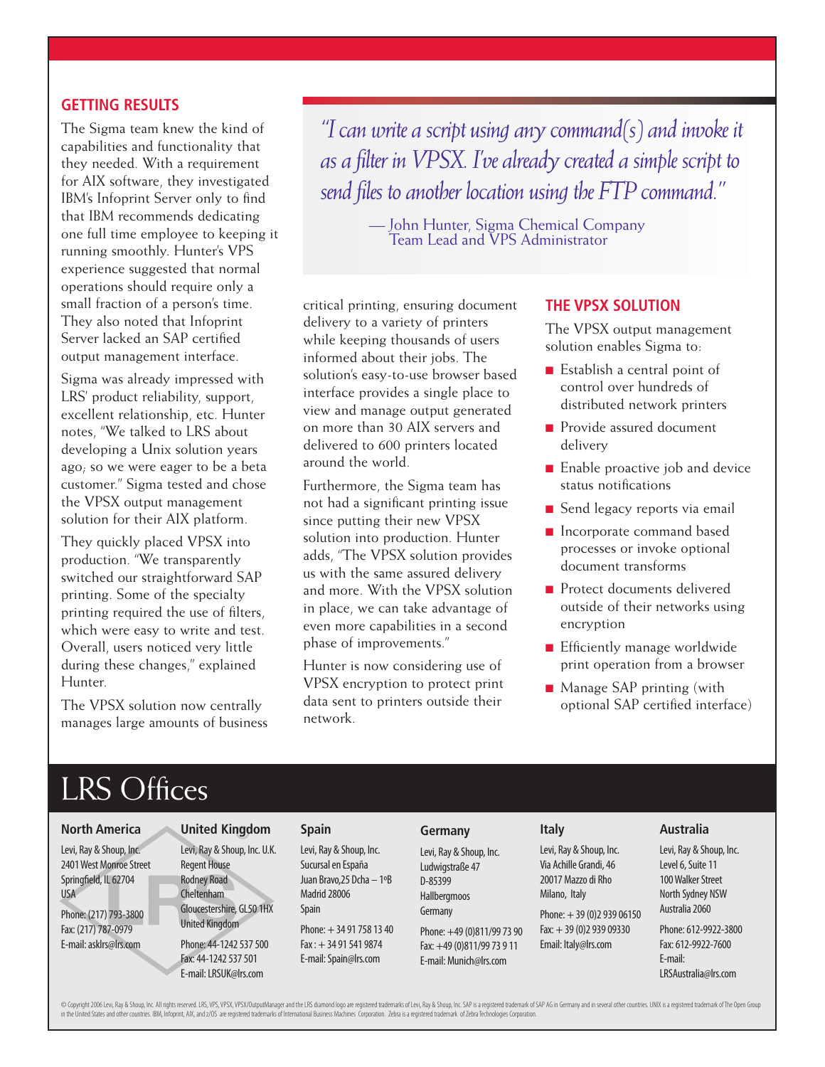## GETTING RESULTS

The Sigma team knew the kind of capabilities and functionality that they needed. With a requirement for AIX software, they investigated IBM's Infoprint Server only to find that IBM recommends dedicating one full time employee to keeping it running smoothly. Hunter's VPS experience suggested that normal operations should require only a small fraction of a person's time. They also noted that Infoprint Server lacked an SAP certified output management interface.

Sigma was already impressed with LRS' product reliability, support, excellent relationship, etc. Hunter notes, "We talked to LRS about developing a Unix solution years ago; so we were eager to be a beta customer." Sigma tested and chose the VPSX output management solution for their AIX platform.

They quickly placed VPSX into production. "We transparently switched our straightforward SAP printing. Some of the specialty printing required the use of filters, which were easy to write and test. Overall, users noticed very little during these changes," explained Hunter.

The VPSX solution now centrally manages large amounts of business critical printing, ensuring document delivery to a variety of printers while keeping thousands of users informed about their jobs. The solution's easy-to-use browser based interface provides a single place to view and manage output generated on more than 30 AIX servers and delivered to 600 printers located around the world.

Furthermore, the Sigma team has not had a significant printing issue since putting their new VPSX solution into production. Hunter adds, "The VPSX solution provides us with the same assured delivery and more. With the VPSX solution in place, we can take advantage of even more capabilities in a second phase of improvements."

Hunter is now considering use of VPSX encryption to protect print data sent to printers outside their network.

> *"I can write a script using any command(s) and invoke it as a filter in VPSX. I've already created a simple script to send files to another location using the FTP command."*
>
> — John Hunter, Sigma Chemical Company Team Lead and VPS Administrator

## THE VPSX SOLUTION

The VPSX output management solution enables Sigma to:

- Establish a central point of control over hundreds of distributed network printers
- Provide assured document delivery
- Enable proactive job and device status notifications
- Send legacy reports via email
- Incorporate command based processes or invoke optional document transforms
- Protect documents delivered outside of their networks using encryption
- Efficiently manage worldwide print operation from a browser
- Manage SAP printing (with optional SAP certified interface)

# LRS Offices

**North America**
Levi, Ray & Shoup, Inc.
2401 West Monroe Street
Springfield, IL 62704
USA
Phone: (217) 793-3800
Fax: (217) 787-0979
E-mail: asklrs@lrs.com

**United Kingdom**
Levi, Ray & Shoup, Inc. U.K.
Regent House
Rodney Road
Cheltenham
Gloucestershire, GL50 1HX
United Kingdom
Phone: 44-1242 537 500
Fax: 44-1242 537 501
E-mail: LRSUK@lrs.com

**Spain**
Levi, Ray & Shoup, Inc.
Sucursal en España
Juan Bravo,25 Dcha – 1ºB
Madrid 28006
Spain
Phone: + 34 91 758 13 40
Fax : + 34 91 541 9874
E-mail: Spain@lrs.com

**Germany**
Levi, Ray & Shoup, Inc.
Ludwigstraße 47
D-85399
Hallbergmoos
Germany
Phone: +49 (0)811/99 73 90
Fax: +49 (0)811/99 73 9 11
E-mail: Munich@lrs.com

**Italy**
Levi, Ray & Shoup, Inc.
Via Achille Grandi, 46
20017 Mazzo di Rho
Milano, Italy
Phone: + 39 (0)2 939 06150
Fax: + 39 (0)2 939 09330
Email: Italy@lrs.com

**Australia**
Levi, Ray & Shoup, Inc.
Level 6, Suite 11
100 Walker Street
North Sydney NSW
Australia 2060
Phone: 612-9922-3800
Fax: 612-9922-7600
E-mail: LRSAustralia@lrs.com

© Copyright 2006 Levi, Ray & Shoup, Inc. All rights reserved. LRS, VPS, VPSX, VPSX/OutputManager and the LRS diamond logo are registered trademarks of Levi, Ray & Shoup, Inc. SAP is a registered trademark of SAP AG in Germany and in several other countries. UNIX is a registered trademark of The Open Group in the United States and other countries. IBM, Infoprint, AIX, and z/OS are registered trademarks of International Business Machines Corporation. Zebra is a registered trademark of Zebra Technologies Corporation.